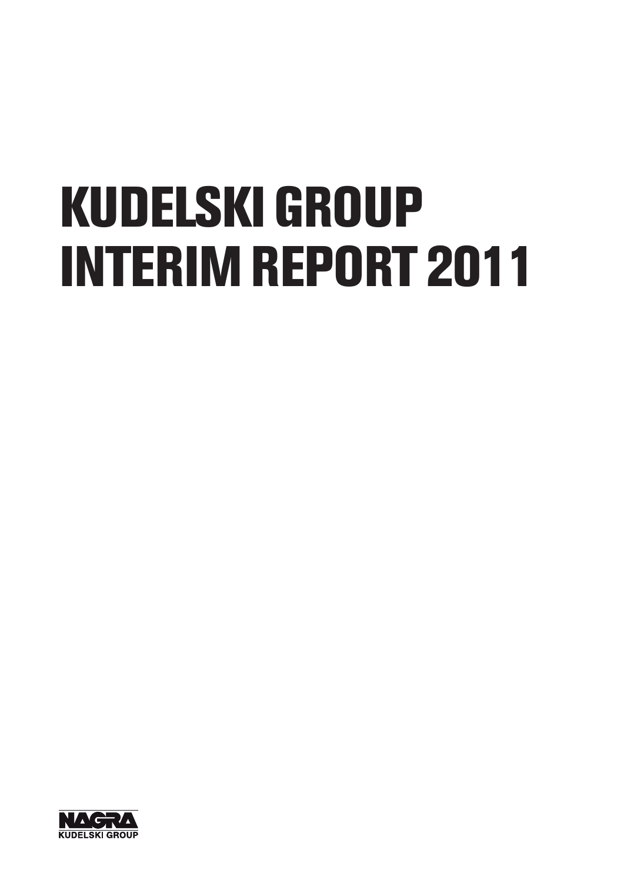# KUDELSKI GROUP INTERIM REPORT 2011

NAGRA
KUDELSKI GROUP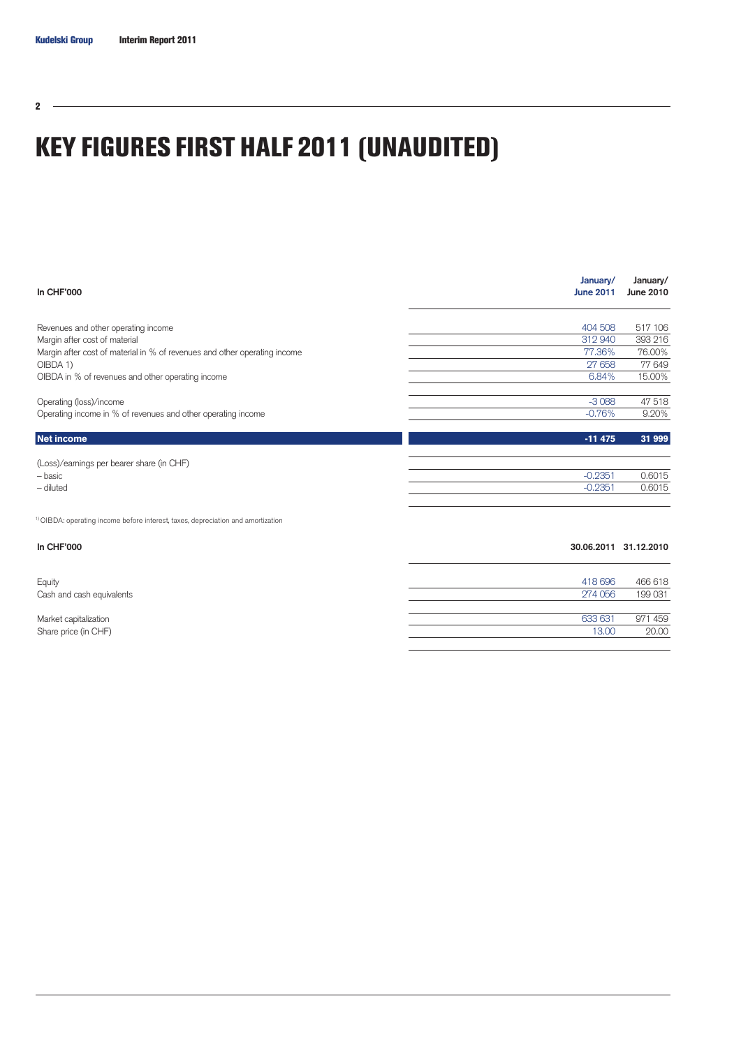# KEY FIGURES FIRST HALF 2011 (UNAUDITED)

| In CHF'000 | January/ June 2011 | January/ June 2010 |
|---|---|---|
| Revenues and other operating income | 404 508 | 517 106 |
| Margin after cost of material | 312 940 | 393 216 |
| Margin after cost of material in % of revenues and other operating income | 77.36% | 76.00% |
| OIBDA 1) | 27 658 | 77 649 |
| OIBDA in % of revenues and other operating income | 6.84% | 15.00% |
| Operating (loss)/income | -3 088 | 47 518 |
| Operating income in % of revenues and other operating income | -0.76% | 9.20% |
| **Net income** | **-11 475** | **31 999** |
| (Loss)/earnings per bearer share (in CHF) | | |
| – basic | -0.2351 | 0.6015 |
| – diluted | -0.2351 | 0.6015 |

[1] OIBDA: operating income before interest, taxes, depreciation and amortization

| In CHF'000 | 30.06.2011 | 31.12.2010 |
|---|---|---|
| Equity | 418 696 | 466 618 |
| Cash and cash equivalents | 274 056 | 199 031 |
| Market capitalization | 633 631 | 971 459 |
| Share price (in CHF) | 13.00 | 20.00 |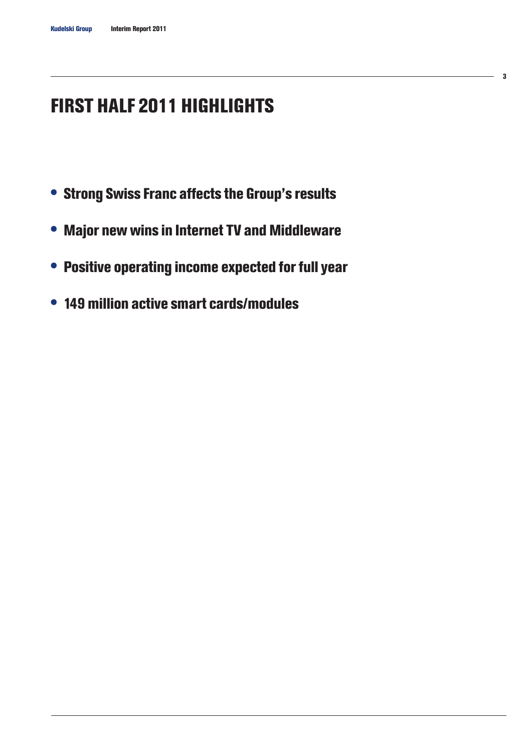# FIRST HALF 2011 HIGHLIGHTS

- **Strong Swiss Franc affects the Group's results**
- **Major new wins in Internet TV and Middleware**
- **Positive operating income expected for full year**
- **149 million active smart cards/modules**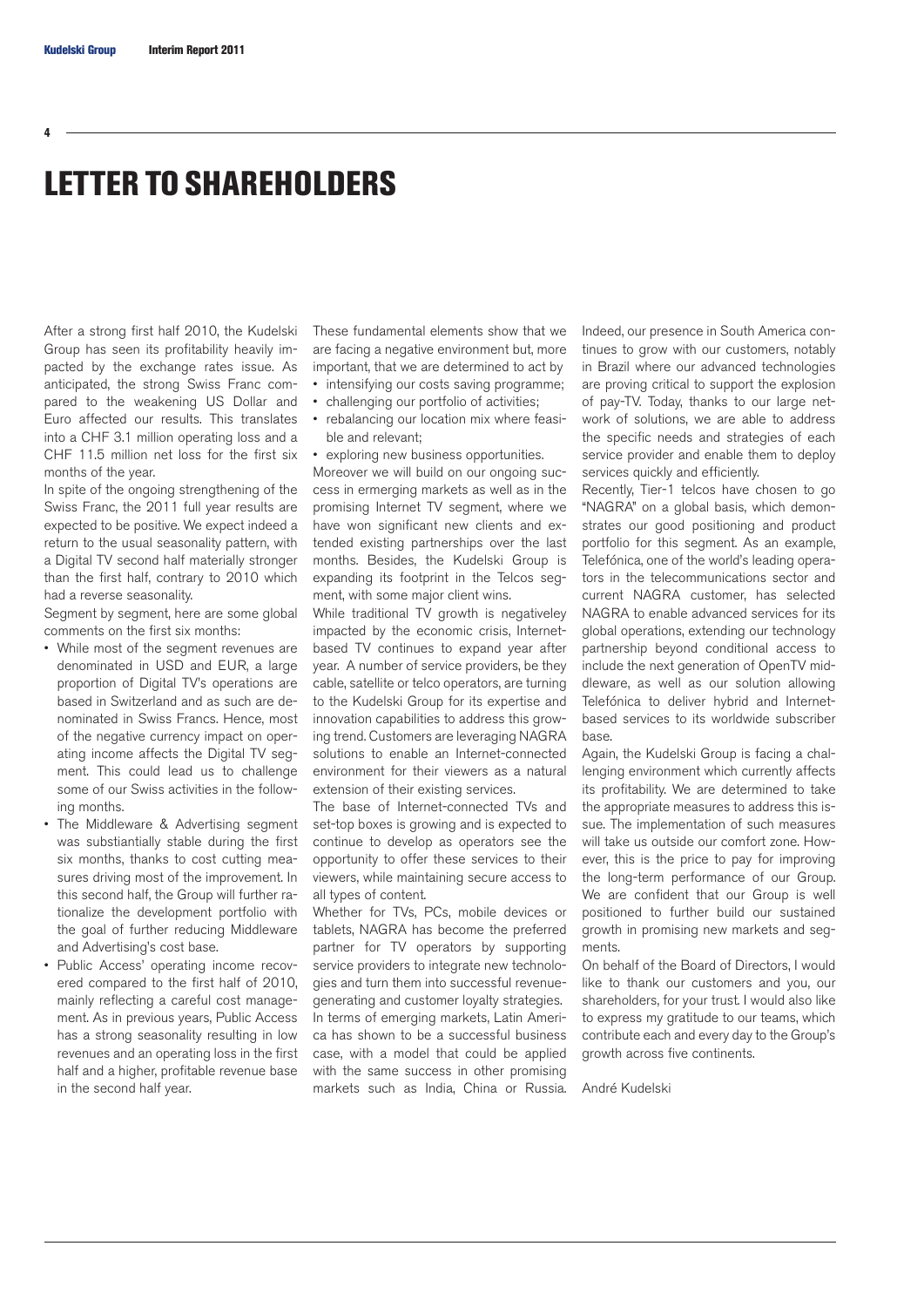# LETTER TO SHAREHOLDERS

After a strong first half 2010, the Kudelski Group has seen its profitability heavily impacted by the exchange rates issue. As anticipated, the strong Swiss Franc compared to the weakening US Dollar and Euro affected our results. This translates into a CHF 3.1 million operating loss and a CHF 11.5 million net loss for the first six months of the year.

In spite of the ongoing strengthening of the Swiss Franc, the 2011 full year results are expected to be positive. We expect indeed a return to the usual seasonality pattern, with a Digital TV second half materially stronger than the first half, contrary to 2010 which had a reverse seasonality.

Segment by segment, here are some global comments on the first six months:

- While most of the segment revenues are denominated in USD and EUR, a large proportion of Digital TV's operations are based in Switzerland and as such are denominated in Swiss Francs. Hence, most of the negative currency impact on operating income affects the Digital TV segment. This could lead us to challenge some of our Swiss activities in the following months.
- The Middleware & Advertising segment was substiantially stable during the first six months, thanks to cost cutting measures driving most of the improvement. In this second half, the Group will further rationalize the development portfolio with the goal of further reducing Middleware and Advertising's cost base.
- Public Access' operating income recovered compared to the first half of 2010, mainly reflecting a careful cost management. As in previous years, Public Access has a strong seasonality resulting in low revenues and an operating loss in the first half and a higher, profitable revenue base in the second half year.

These fundamental elements show that we are facing a negative environment but, more important, that we are determined to act by

- intensifying our costs saving programme;
- challenging our portfolio of activities;
- rebalancing our location mix where feasible and relevant;
- exploring new business opportunities.

Moreover we will build on our ongoing success in ermerging markets as well as in the promising Internet TV segment, where we have won significant new clients and extended existing partnerships over the last months. Besides, the Kudelski Group is expanding its footprint in the Telcos segment, with some major client wins.

While traditional TV growth is negativeley impacted by the economic crisis, Internet-based TV continues to expand year after year. A number of service providers, be they cable, satellite or telco operators, are turning to the Kudelski Group for its expertise and innovation capabilities to address this growing trend. Customers are leveraging NAGRA solutions to enable an Internet-connected environment for their viewers as a natural extension of their existing services.

The base of Internet-connected TVs and set-top boxes is growing and is expected to continue to develop as operators see the opportunity to offer these services to their viewers, while maintaining secure access to all types of content.

Whether for TVs, PCs, mobile devices or tablets, NAGRA has become the preferred partner for TV operators by supporting service providers to integrate new technologies and turn them into successful revenue-generating and customer loyalty strategies.

In terms of emerging markets, Latin America has shown to be a successful business case, with a model that could be applied with the same success in other promising markets such as India, China or Russia. Indeed, our presence in South America continues to grow with our customers, notably in Brazil where our advanced technologies are proving critical to support the explosion of pay-TV. Today, thanks to our large network of solutions, we are able to address the specific needs and strategies of each service provider and enable them to deploy services quickly and efficiently.

Recently, Tier-1 telcos have chosen to go "NAGRA" on a global basis, which demonstrates our good positioning and product portfolio for this segment. As an example, Telefónica, one of the world's leading operators in the telecommunications sector and current NAGRA customer, has selected NAGRA to enable advanced services for its global operations, extending our technology partnership beyond conditional access to include the next generation of OpenTV middleware, as well as our solution allowing Telefónica to deliver hybrid and Internet-based services to its worldwide subscriber base.

Again, the Kudelski Group is facing a challenging environment which currently affects its profitability. We are determined to take the appropriate measures to address this issue. The implementation of such measures will take us outside our comfort zone. However, this is the price to pay for improving the long-term performance of our Group. We are confident that our Group is well positioned to further build our sustained growth in promising new markets and segments.

On behalf of the Board of Directors, I would like to thank our customers and you, our shareholders, for your trust. I would also like to express my gratitude to our teams, which contribute each and every day to the Group's growth across five continents.

André Kudelski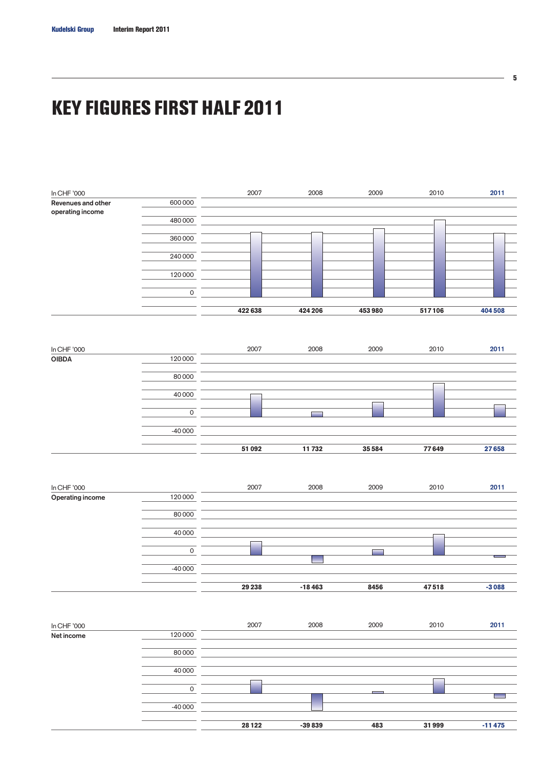# KEY FIGURES FIRST HALF 2011

| In CHF '000 | 2007 | 2008 | 2009 | 2010 | 2011 |
|---|---|---|---|---|---|
| Revenues and other operating income | 422 638 | 424 206 | 453 980 | 517 106 | 404 508 |

| In CHF '000 | 2007 | 2008 | 2009 | 2010 | 2011 |
|---|---|---|---|---|---|
| OIBDA | 51 092 | 11 732 | 35 584 | 77 649 | 27 658 |

| In CHF '000 | 2007 | 2008 | 2009 | 2010 | 2011 |
|---|---|---|---|---|---|
| Operating income | 29 238 | -18 463 | 8456 | 47 518 | -3 088 |

| In CHF '000 | 2007 | 2008 | 2009 | 2010 | 2011 |
|---|---|---|---|---|---|
| Net income | 28 122 | -39 839 | 483 | 31 999 | -11 475 |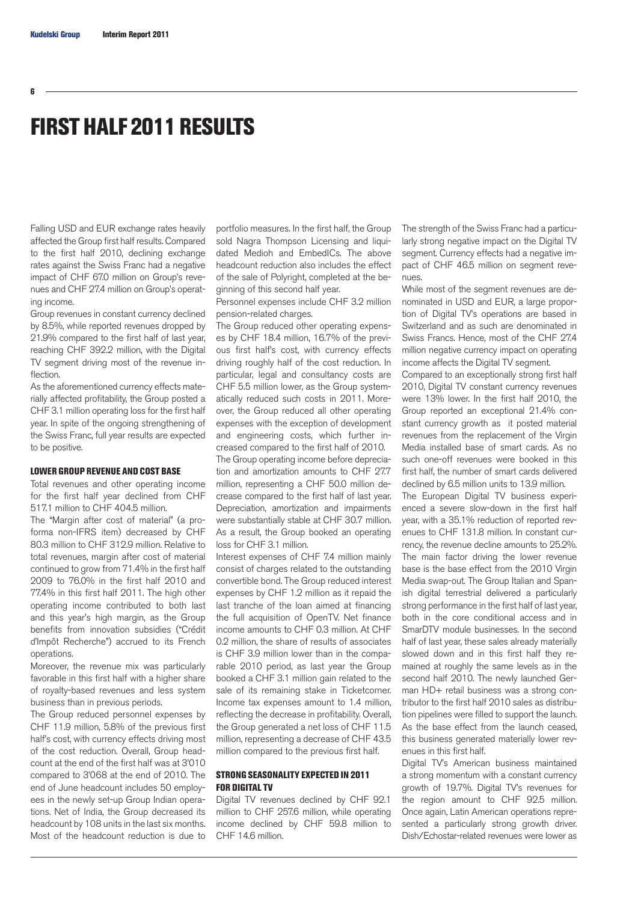# FIRST HALF 2011 RESULTS

Falling USD and EUR exchange rates heavily affected the Group first half results. Compared to the first half 2010, declining exchange rates against the Swiss Franc had a negative impact of CHF 67.0 million on Group's revenues and CHF 27.4 million on Group's operating income.

Group revenues in constant currency declined by 8.5%, while reported revenues dropped by 21.9% compared to the first half of last year, reaching CHF 392.2 million, with the Digital TV segment driving most of the revenue inflection.

As the aforementioned currency effects materially affected profitability, the Group posted a CHF 3.1 million operating loss for the first half year. In spite of the ongoing strengthening of the Swiss Franc, full year results are expected to be positive.

### LOWER GROUP REVENUE AND COST BASE

Total revenues and other operating income for the first half year declined from CHF 517.1 million to CHF 404.5 million.

The "Margin after cost of material" (a proforma non-IFRS item) decreased by CHF 80.3 million to CHF 312.9 million. Relative to total revenues, margin after cost of material continued to grow from 71.4% in the first half 2009 to 76.0% in the first half 2010 and 77.4% in this first half 2011. The high other operating income contributed to both last and this year's high margin, as the Group benefits from innovation subsidies ("Crédit d'Impôt Recherche") accrued to its French operations.

Moreover, the revenue mix was particularly favorable in this first half with a higher share of royalty-based revenues and less system business than in previous periods.

The Group reduced personnel expenses by CHF 11.9 million, 5.8% of the previous first half's cost, with currency effects driving most of the cost reduction. Overall, Group headcount at the end of the first half was at 3'010 compared to 3'068 at the end of 2010. The end of June headcount includes 50 employees in the newly set-up Group Indian operations. Net of India, the Group decreased its headcount by 108 units in the last six months. Most of the headcount reduction is due to portfolio measures. In the first half, the Group sold Nagra Thompson Licensing and liquidated Medioh and EmbedICs. The above headcount reduction also includes the effect of the sale of Polyright, completed at the beginning of this second half year.

Personnel expenses include CHF 3.2 million pension-related charges.

The Group reduced other operating expenses by CHF 18.4 million, 16.7% of the previous first half's cost, with currency effects driving roughly half of the cost reduction. In particular, legal and consultancy costs are CHF 5.5 million lower, as the Group systematically reduced such costs in 2011. Moreover, the Group reduced all other operating expenses with the exception of development and engineering costs, which further increased compared to the first half of 2010.

The Group operating income before depreciation and amortization amounts to CHF 27.7 million, representing a CHF 50.0 million decrease compared to the first half of last year. Depreciation, amortization and impairments were substantially stable at CHF 30.7 million. As a result, the Group booked an operating loss for CHF 3.1 million.

Interest expenses of CHF 7.4 million mainly consist of charges related to the outstanding convertible bond. The Group reduced interest expenses by CHF 1.2 million as it repaid the last tranche of the loan aimed at financing the full acquisition of OpenTV. Net finance income amounts to CHF 0.3 million. At CHF 0.2 million, the share of results of associates is CHF 3.9 million lower than in the comparable 2010 period, as last year the Group booked a CHF 3.1 million gain related to the sale of its remaining stake in Ticketcorner. Income tax expenses amount to 1.4 million, reflecting the decrease in profitability. Overall, the Group generated a net loss of CHF 11.5 million, representing a decrease of CHF 43.5 million compared to the previous first half.

### STRONG SEASONALITY EXPECTED IN 2011 FOR DIGITAL TV

Digital TV revenues declined by CHF 92.1 million to CHF 257.6 million, while operating income declined by CHF 59.8 million to CHF 14.6 million.

The strength of the Swiss Franc had a particularly strong negative impact on the Digital TV segment. Currency effects had a negative impact of CHF 46.5 million on segment revenues.

While most of the segment revenues are denominated in USD and EUR, a large proportion of Digital TV's operations are based in Switzerland and as such are denominated in Swiss Francs. Hence, most of the CHF 27.4 million negative currency impact on operating income affects the Digital TV segment.

Compared to an exceptionally strong first half 2010, Digital TV constant currency revenues were 13% lower. In the first half 2010, the Group reported an exceptional 21.4% constant currency growth as it posted material revenues from the replacement of the Virgin Media installed base of smart cards. As no such one-off revenues were booked in this first half, the number of smart cards delivered declined by 6.5 million units to 13.9 million.

The European Digital TV business experienced a severe slow-down in the first half year, with a 35.1% reduction of reported revenues to CHF 131.8 million. In constant currency, the revenue decline amounts to 25.2%. The main factor driving the lower revenue base is the base effect from the 2010 Virgin Media swap-out. The Group Italian and Spanish digital terrestrial delivered a particularly strong performance in the first half of last year, both in the core conditional access and in SmarDTV module businesses. In the second half of last year, these sales already materially slowed down and in this first half they remained at roughly the same levels as in the second half 2010. The newly launched German HD+ retail business was a strong contributor to the first half 2010 sales as distribution pipelines were filled to support the launch. As the base effect from the launch ceased, this business generated materially lower revenues in this first half.

Digital TV's American business maintained a strong momentum with a constant currency growth of 19.7%. Digital TV's revenues for the region amount to CHF 92.5 million. Once again, Latin American operations represented a particularly strong growth driver. Dish/Echostar-related revenues were lower as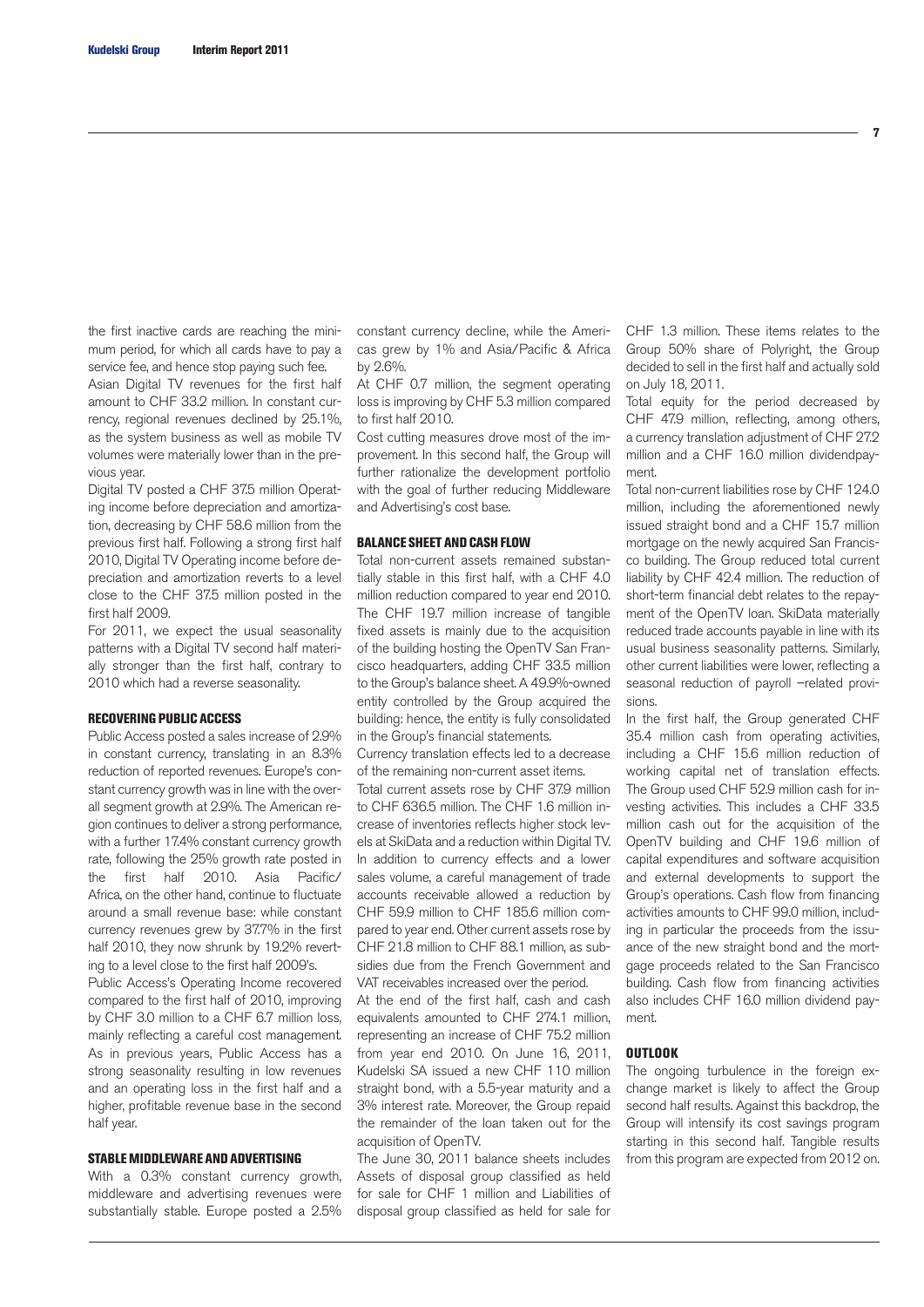the first inactive cards are reaching the minimum period, for which all cards have to pay a service fee, and hence stop paying such fee.

Asian Digital TV revenues for the first half amount to CHF 33.2 million. In constant currency, regional revenues declined by 25.1%, as the system business as well as mobile TV volumes were materially lower than in the previous year.

Digital TV posted a CHF 37.5 million Operating income before depreciation and amortization, decreasing by CHF 58.6 million from the previous first half. Following a strong first half 2010, Digital TV Operating income before depreciation and amortization reverts to a level close to the CHF 37.5 million posted in the first half 2009.

For 2011, we expect the usual seasonality patterns with a Digital TV second half materially stronger than the first half, contrary to 2010 which had a reverse seasonality.

## RECOVERING PUBLIC ACCESS

Public Access posted a sales increase of 2.9% in constant currency, translating in an 8.3% reduction of reported revenues. Europe's constant currency growth was in line with the overall segment growth at 2.9%. The American region continues to deliver a strong performance, with a further 17.4% constant currency growth rate, following the 25% growth rate posted in the first half 2010. Asia Pacific/ Africa, on the other hand, continue to fluctuate around a small revenue base: while constant currency revenues grew by 37.7% in the first half 2010, they now shrunk by 19.2% reverting to a level close to the first half 2009's.

Public Access's Operating Income recovered compared to the first half of 2010, improving by CHF 3.0 million to a CHF 6.7 million loss, mainly reflecting a careful cost management. As in previous years, Public Access has a strong seasonality resulting in low revenues and an operating loss in the first half and a higher, profitable revenue base in the second half year.

## STABLE MIDDLEWARE AND ADVERTISING

With a 0.3% constant currency growth, middleware and advertising revenues were substantially stable. Europe posted a 2.5% constant currency decline, while the Americas grew by 1% and Asia/Pacific & Africa by 2.6%.

At CHF 0.7 million, the segment operating loss is improving by CHF 5.3 million compared to first half 2010.

Cost cutting measures drove most of the improvement. In this second half, the Group will further rationalize the development portfolio with the goal of further reducing Middleware and Advertising's cost base.

## BALANCE SHEET AND CASH FLOW

Total non-current assets remained substantially stable in this first half, with a CHF 4.0 million reduction compared to year end 2010. The CHF 19.7 million increase of tangible fixed assets is mainly due to the acquisition of the building hosting the OpenTV San Francisco headquarters, adding CHF 33.5 million to the Group's balance sheet. A 49.9%-owned entity controlled by the Group acquired the building: hence, the entity is fully consolidated in the Group's financial statements.

Currency translation effects led to a decrease of the remaining non-current asset items.

Total current assets rose by CHF 37.9 million to CHF 636.5 million. The CHF 1.6 million increase of inventories reflects higher stock levels at SkiData and a reduction within Digital TV. In addition to currency effects and a lower sales volume, a careful management of trade accounts receivable allowed a reduction by CHF 59.9 million to CHF 185.6 million compared to year end. Other current assets rose by CHF 21.8 million to CHF 88.1 million, as subsidies due from the French Government and VAT receivables increased over the period.

At the end of the first half, cash and cash equivalents amounted to CHF 274.1 million, representing an increase of CHF 75.2 million from year end 2010. On June 16, 2011, Kudelski SA issued a new CHF 110 million straight bond, with a 5.5-year maturity and a 3% interest rate. Moreover, the Group repaid the remainder of the loan taken out for the acquisition of OpenTV.

The June 30, 2011 balance sheets includes Assets of disposal group classified as held for sale for CHF 1 million and Liabilities of disposal group classified as held for sale for CHF 1.3 million. These items relates to the Group 50% share of Polyright, the Group decided to sell in the first half and actually sold on July 18, 2011.

Total equity for the period decreased by CHF 47.9 million, reflecting, among others, a currency translation adjustment of CHF 27.2 million and a CHF 16.0 million dividendpayment.

Total non-current liabilities rose by CHF 124.0 million, including the aforementioned newly issued straight bond and a CHF 15.7 million mortgage on the newly acquired San Francisco building. The Group reduced total current liability by CHF 42.4 million. The reduction of short-term financial debt relates to the repayment of the OpenTV loan. SkiData materially reduced trade accounts payable in line with its usual business seasonality patterns. Similarly, other current liabilities were lower, reflecting a seasonal reduction of payroll –related provisions.

In the first half, the Group generated CHF 35.4 million cash from operating activities, including a CHF 15.6 million reduction of working capital net of translation effects. The Group used CHF 52.9 million cash for investing activities. This includes a CHF 33.5 million cash out for the acquisition of the OpenTV building and CHF 19.6 million of capital expenditures and software acquisition and external developments to support the Group's operations. Cash flow from financing activities amounts to CHF 99.0 million, including in particular the proceeds from the issuance of the new straight bond and the mortgage proceeds related to the San Francisco building. Cash flow from financing activities also includes CHF 16.0 million dividend payment.

## OUTLOOK

The ongoing turbulence in the foreign exchange market is likely to affect the Group second half results. Against this backdrop, the Group will intensify its cost savings program starting in this second half. Tangible results from this program are expected from 2012 on.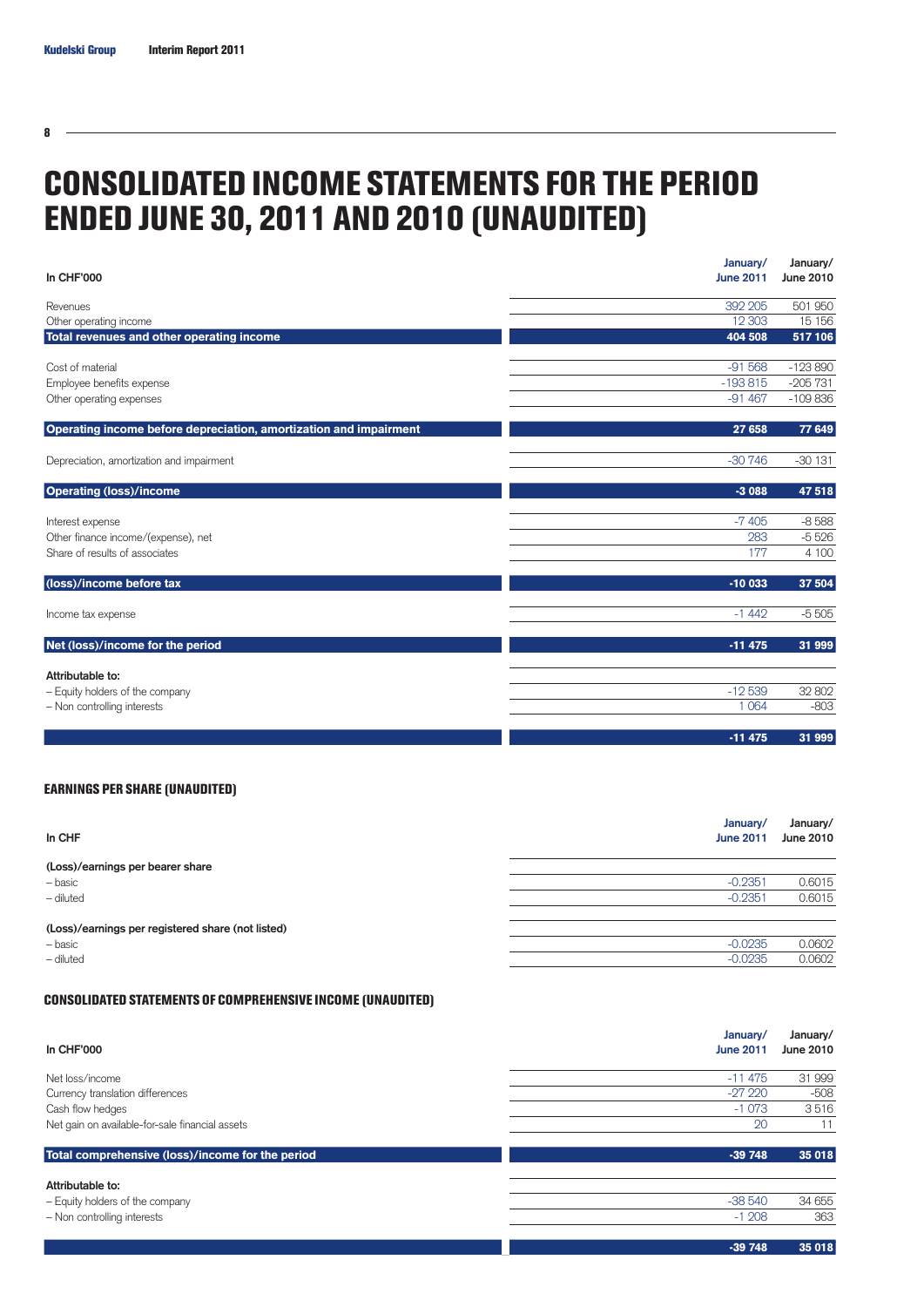# CONSOLIDATED INCOME STATEMENTS FOR THE PERIOD ENDED JUNE 30, 2011 AND 2010 (UNAUDITED)

| In CHF'000 | January/ June 2011 | January/ June 2010 |
|---|---|---|
| Revenues | 392 205 | 501 950 |
| Other operating income | 12 303 | 15 156 |
| **Total revenues and other operating income** | **404 508** | **517 106** |
| Cost of material | -91 568 | -123 890 |
| Employee benefits expense | -193 815 | -205 731 |
| Other operating expenses | -91 467 | -109 836 |
| **Operating income before depreciation, amortization and impairment** | **27 658** | **77 649** |
| Depreciation, amortization and impairment | -30 746 | -30 131 |
| **Operating (loss)/income** | **-3 088** | **47 518** |
| Interest expense | -7 405 | -8 588 |
| Other finance income/(expense), net | 283 | -5 526 |
| Share of results of associates | 177 | 4 100 |
| **(loss)/income before tax** | **-10 033** | **37 504** |
| Income tax expense | -1 442 | -5 505 |
| **Net (loss)/income for the period** | **-11 475** | **31 999** |
| **Attributable to:** | | |
| – Equity holders of the company | -12 539 | 32 802 |
| – Non controlling interests | 1 064 | -803 |
| | **-11 475** | **31 999** |

### EARNINGS PER SHARE (UNAUDITED)

| In CHF | January/ June 2011 | January/ June 2010 |
|---|---|---|
| **(Loss)/earnings per bearer share** | | |
| – basic | -0.2351 | 0.6015 |
| – diluted | -0.2351 | 0.6015 |
| **(Loss)/earnings per registered share (not listed)** | | |
| – basic | -0.0235 | 0.0602 |
| – diluted | -0.0235 | 0.0602 |

### CONSOLIDATED STATEMENTS OF COMPREHENSIVE INCOME (UNAUDITED)

| In CHF'000 | January/ June 2011 | January/ June 2010 |
|---|---|---|
| Net loss/income | -11 475 | 31 999 |
| Currency translation differences | -27 220 | -508 |
| Cash flow hedges | -1 073 | 3 516 |
| Net gain on available-for-sale financial assets | 20 | 11 |
| **Total comprehensive (loss)/income for the period** | **-39 748** | **35 018** |
| **Attributable to:** | | |
| – Equity holders of the company | -38 540 | 34 655 |
| – Non controlling interests | -1 208 | 363 |
| | **-39 748** | **35 018** |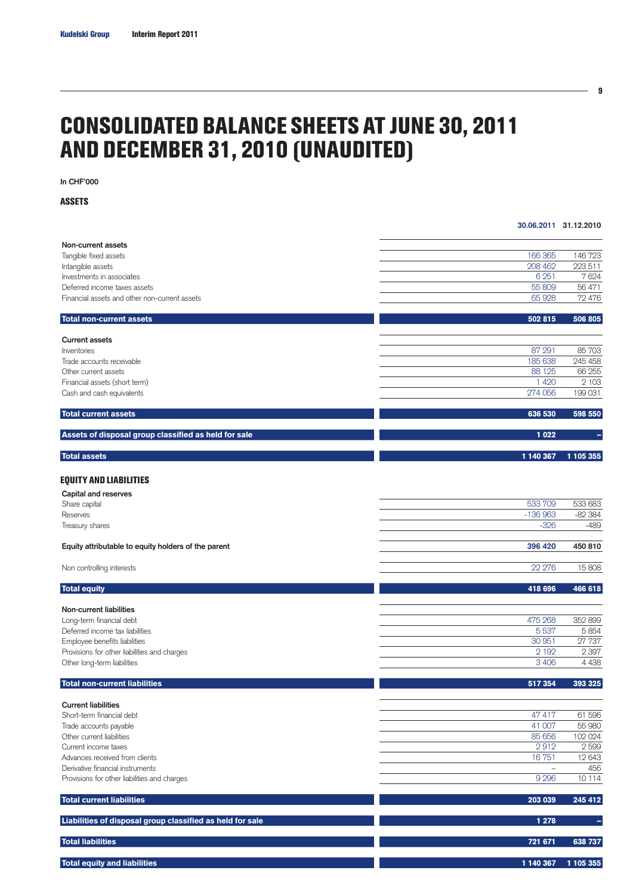# CONSOLIDATED BALANCE SHEETS AT JUNE 30, 2011 AND DECEMBER 31, 2010 (UNAUDITED)

In CHF'000

## ASSETS

| | 30.06.2011 | 31.12.2010 |
|---|---|---|
| **Non-current assets** | | |
| Tangible fixed assets | 166 365 | 146 723 |
| Intangible assets | 208 462 | 223 511 |
| Investments in associates | 6 251 | 7 624 |
| Deferred income taxes assets | 55 809 | 56 471 |
| Financial assets and other non-current assets | 65 928 | 72 476 |
| **Total non-current assets** | **502 815** | **506 805** |
| **Current assets** | | |
| Inventories | 87 291 | 85 703 |
| Trade accounts receivable | 185 638 | 245 458 |
| Other current assets | 88 125 | 66 255 |
| Financial assets (short term) | 1 420 | 2 103 |
| Cash and cash equivalents | 274 056 | 199 031 |
| **Total current assets** | **636 530** | **598 550** |
| **Assets of disposal group classified as held for sale** | **1 022** | **–** |
| **Total assets** | **1 140 367** | **1 105 355** |

## EQUITY AND LIABILITIES

| | 30.06.2011 | 31.12.2010 |
|---|---|---|
| **Capital and reserves** | | |
| Share capital | 533 709 | 533 683 |
| Reserves | -136 963 | -82 384 |
| Treasury shares | -326 | -489 |
| **Equity attributable to equity holders of the parent** | **396 420** | **450 810** |
| Non controlling interests | 22 276 | 15 808 |
| **Total equity** | **418 696** | **466 618** |
| **Non-current liabilities** | | |
| Long-term financial debt | 475 268 | 352 899 |
| Deferred income tax liabilities | 5 537 | 5 854 |
| Employee benefits liabilities | 30 951 | 27 737 |
| Provisions for other liabilities and charges | 2 192 | 2 397 |
| Other long-term liabilities | 3 406 | 4 438 |
| **Total non-current liabilities** | **517 354** | **393 325** |
| **Current liabilities** | | |
| Short-term financial debt | 47 417 | 61 596 |
| Trade accounts payable | 41 007 | 55 980 |
| Other current liabilities | 85 656 | 102 024 |
| Current income taxes | 2 912 | 2 599 |
| Advances received from clients | 16 751 | 12 643 |
| Derivative financial instruments | – | 456 |
| Provisions for other liabilities and charges | 9 296 | 10 114 |
| **Total current liabilities** | **203 039** | **245 412** |
| **Liabilities of disposal group classified as held for sale** | **1 278** | **–** |
| **Total liabilities** | **721 671** | **638 737** |
| **Total equity and liabilities** | **1 140 367** | **1 105 355** |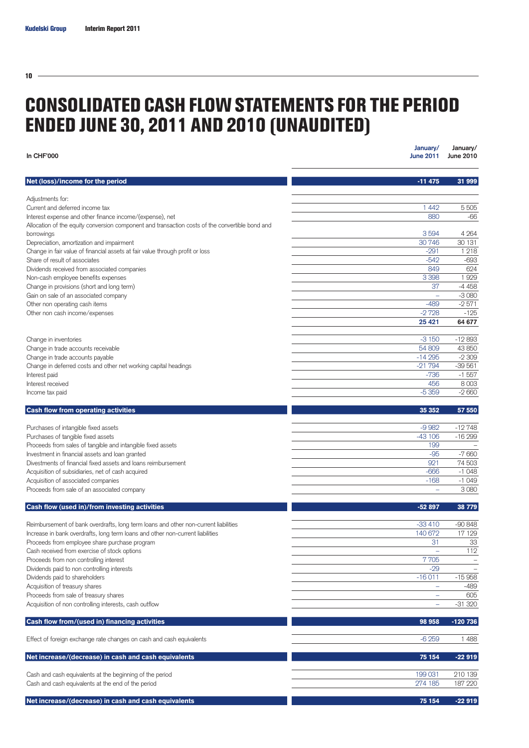# CONSOLIDATED CASH FLOW STATEMENTS FOR THE PERIOD ENDED JUNE 30, 2011 AND 2010 (UNAUDITED)

| In CHF'000 | January/ June 2011 | January/ June 2010 |
|---|---|---|
| **Net (loss)/income for the period** | **-11 475** | **31 999** |
| Adjustments for: | | |
| Current and deferred income tax | 1 442 | 5 505 |
| Interest expense and other finance income/(expense), net | 880 | -66 |
| Allocation of the equity conversion component and transaction costs of the convertible bond and borrowings | 3 594 | 4 264 |
| Depreciation, amortization and impairment | 30 746 | 30 131 |
| Change in fair value of financial assets at fair value through profit or loss | -291 | 1 218 |
| Share of result of associates | -542 | -693 |
| Dividends received from associated companies | 849 | 624 |
| Non-cash employee benefits expenses | 3 398 | 1 929 |
| Change in provisions (short and long term) | 37 | -4 458 |
| Gain on sale of an associated company | – | -3 080 |
| Other non operating cash items | -489 | -2 571 |
| Other non cash income/expenses | -2 728 | -125 |
| | **25 421** | **64 677** |
| Change in inventories | -3 150 | -12 893 |
| Change in trade accounts receivable | 54 809 | 43 850 |
| Change in trade accounts payable | -14 295 | -2 309 |
| Change in deferred costs and other net working capital headings | -21 794 | -39 561 |
| Interest paid | -736 | -1 557 |
| Interest received | 456 | 8 003 |
| Income tax paid | -5 359 | -2 660 |
| **Cash flow from operating activities** | **35 352** | **57 550** |
| Purchases of intangible fixed assets | -9 982 | -12 748 |
| Purchases of tangible fixed assets | -43 106 | -16 299 |
| Proceeds from sales of tangible and intangible fixed assets | 199 | – |
| Investment in financial assets and loan granted | -95 | -7 660 |
| Divestments of financial fixed assets and loans reimbursement | 921 | 74 503 |
| Acquisition of subsidiaries, net of cash acquired | -666 | -1 048 |
| Acquisition of associated companies | -168 | -1 049 |
| Proceeds from sale of an associated company | – | 3 080 |
| **Cash flow (used in)/from investing activities** | **-52 897** | **38 779** |
| Reimbursement of bank overdrafts, long term loans and other non-current liabilities | -33 410 | -90 848 |
| Increase in bank overdrafts, long term loans and other non-current liabilities | 140 672 | 17 129 |
| Proceeds from employee share purchase program | 31 | 33 |
| Cash received from exercise of stock options | – | 112 |
| Proceeds from non controlling interest | 7 705 | – |
| Dividends paid to non controlling interests | -29 | – |
| Dividends paid to shareholders | -16 011 | -15 958 |
| Acquisition of treasury shares | – | -489 |
| Proceeds from sale of treasury shares | – | 605 |
| Acquisition of non controlling interests, cash outflow | – | -31 320 |
| **Cash flow from/(used in) financing activities** | **98 958** | **-120 736** |
| Effect of foreign exchange rate changes on cash and cash equivalents | -6 259 | 1 488 |
| **Net increase/(decrease) in cash and cash equivalents** | **75 154** | **-22 919** |
| Cash and cash equivalents at the beginning of the period | 199 031 | 210 139 |
| Cash and cash equivalents at the end of the period | 274 185 | 187 220 |
| **Net increase/(decrease) in cash and cash equivalents** | **75 154** | **-22 919** |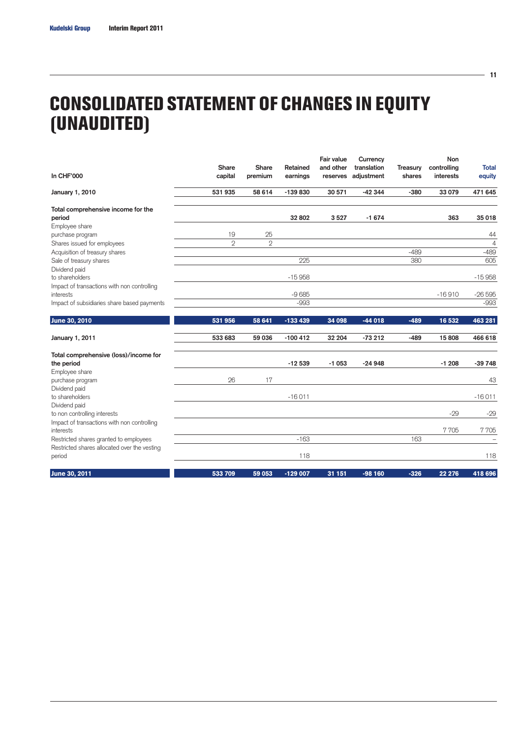# CONSOLIDATED STATEMENT OF CHANGES IN EQUITY (UNAUDITED)

| In CHF'000 | Share capital | Share premium | Retained earnings | Fair value and other reserves | Currency translation adjustment | Treasury shares | Non controlling interests | Total equity |
|---|---|---|---|---|---|---|---|---|
| **January 1, 2010** | **531 935** | **58 614** | **-139 830** | **30 571** | **-42 344** | **-380** | **33 079** | **471 645** |
| **Total comprehensive income for the period** | | | **32 802** | **3 527** | **-1 674** | | **363** | **35 018** |
| Employee share purchase program | 19 | 25 | | | | | | 44 |
| Shares issued for employees | 2 | 2 | | | | | | 4 |
| Acquisition of treasury shares | | | | | | -489 | | -489 |
| Sale of treasury shares | | | 225 | | | 380 | | 605 |
| Dividend paid to shareholders | | | -15 958 | | | | | -15 958 |
| Impact of transactions with non controlling interests | | | -9 685 | | | | -16 910 | -26 595 |
| Impact of subsidiaries share based payments | | | -993 | | | | | -993 |
| **June 30, 2010** | **531 956** | **58 641** | **-133 439** | **34 098** | **-44 018** | **-489** | **16 532** | **463 281** |
| **January 1, 2011** | **533 683** | **59 036** | **-100 412** | **32 204** | **-73 212** | **-489** | **15 808** | **466 618** |
| **Total comprehensive (loss)/income for the period** | | | **-12 539** | **-1 053** | **-24 948** | | **-1 208** | **-39 748** |
| Employee share purchase program | 26 | 17 | | | | | | 43 |
| Dividend paid to shareholders | | | -16 011 | | | | | -16 011 |
| Dividend paid to non controlling interests | | | | | | | -29 | -29 |
| Impact of transactions with non controlling interests | | | | | | | 7 705 | 7 705 |
| Restricted shares granted to employees | | | -163 | | | 163 | | – |
| Restricted shares allocated over the vesting period | | | 118 | | | | | 118 |
| **June 30, 2011** | **533 709** | **59 053** | **-129 007** | **31 151** | **-98 160** | **-326** | **22 276** | **418 696** |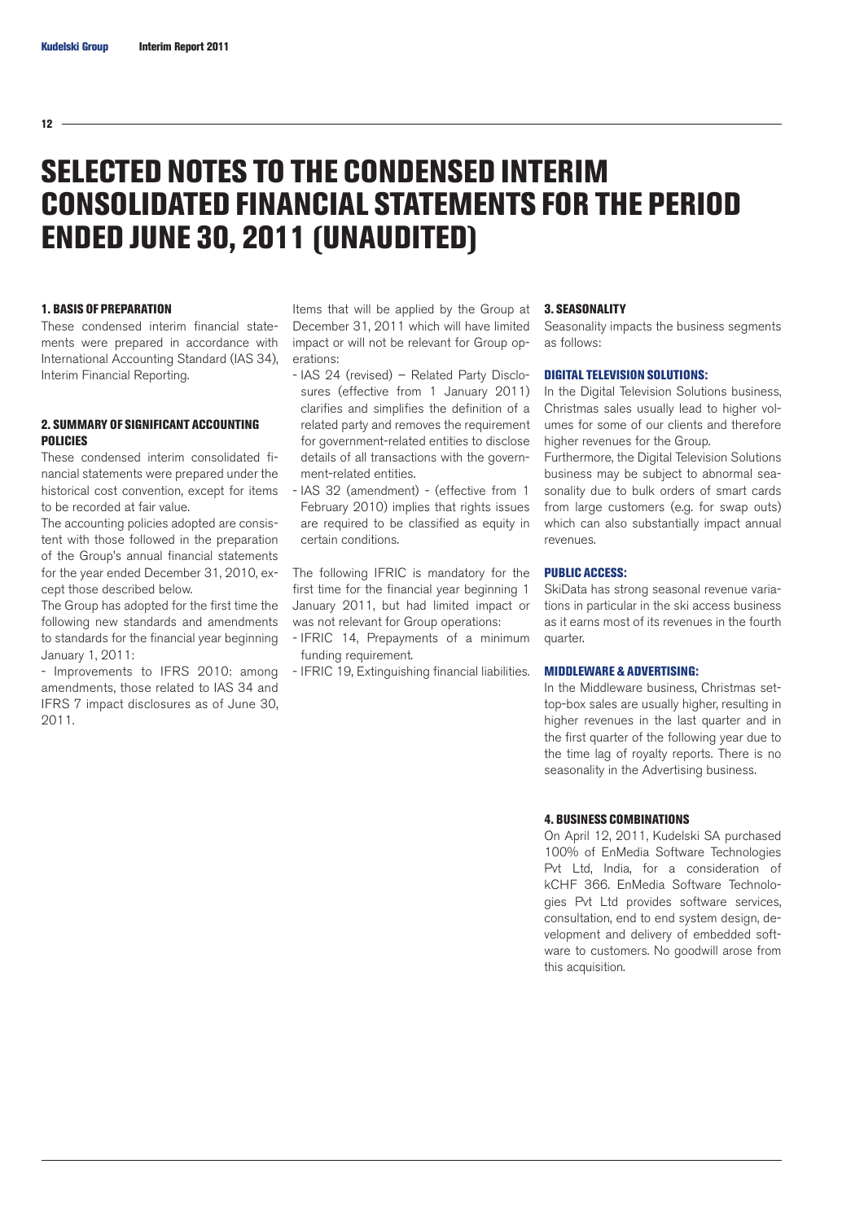# SELECTED NOTES TO THE CONDENSED INTERIM CONSOLIDATED FINANCIAL STATEMENTS FOR THE PERIOD ENDED JUNE 30, 2011 (UNAUDITED)

## 1. BASIS OF PREPARATION

These condensed interim financial statements were prepared in accordance with International Accounting Standard (IAS 34), Interim Financial Reporting.

## 2. SUMMARY OF SIGNIFICANT ACCOUNTING POLICIES

These condensed interim consolidated financial statements were prepared under the historical cost convention, except for items to be recorded at fair value.

The accounting policies adopted are consistent with those followed in the preparation of the Group's annual financial statements for the year ended December 31, 2010, except those described below.

The Group has adopted for the first time the following new standards and amendments to standards for the financial year beginning January 1, 2011:

- Improvements to IFRS 2010: among amendments, those related to IAS 34 and IFRS 7 impact disclosures as of June 30, 2011.

Items that will be applied by the Group at December 31, 2011 which will have limited impact or will not be relevant for Group operations:

- IAS 24 (revised) – Related Party Disclosures (effective from 1 January 2011) clarifies and simplifies the definition of a related party and removes the requirement for government-related entities to disclose details of all transactions with the government-related entities.
- IAS 32 (amendment) - (effective from 1 February 2010) implies that rights issues are required to be classified as equity in certain conditions.

The following IFRIC is mandatory for the first time for the financial year beginning 1 January 2011, but had limited impact or was not relevant for Group operations:

- IFRIC 14, Prepayments of a minimum funding requirement.
- IFRIC 19, Extinguishing financial liabilities.

## 3. SEASONALITY

Seasonality impacts the business segments as follows:

### DIGITAL TELEVISION SOLUTIONS:

In the Digital Television Solutions business, Christmas sales usually lead to higher volumes for some of our clients and therefore higher revenues for the Group.

Furthermore, the Digital Television Solutions business may be subject to abnormal seasonality due to bulk orders of smart cards from large customers (e.g. for swap outs) which can also substantially impact annual revenues.

### PUBLIC ACCESS:

SkiData has strong seasonal revenue variations in particular in the ski access business as it earns most of its revenues in the fourth quarter.

### MIDDLEWARE & ADVERTISING:

In the Middleware business, Christmas set-top-box sales are usually higher, resulting in higher revenues in the last quarter and in the first quarter of the following year due to the time lag of royalty reports. There is no seasonality in the Advertising business.

## 4. BUSINESS COMBINATIONS

On April 12, 2011, Kudelski SA purchased 100% of EnMedia Software Technologies Pvt Ltd, India, for a consideration of kCHF 366. EnMedia Software Technologies Pvt Ltd provides software services, consultation, end to end system design, development and delivery of embedded software to customers. No goodwill arose from this acquisition.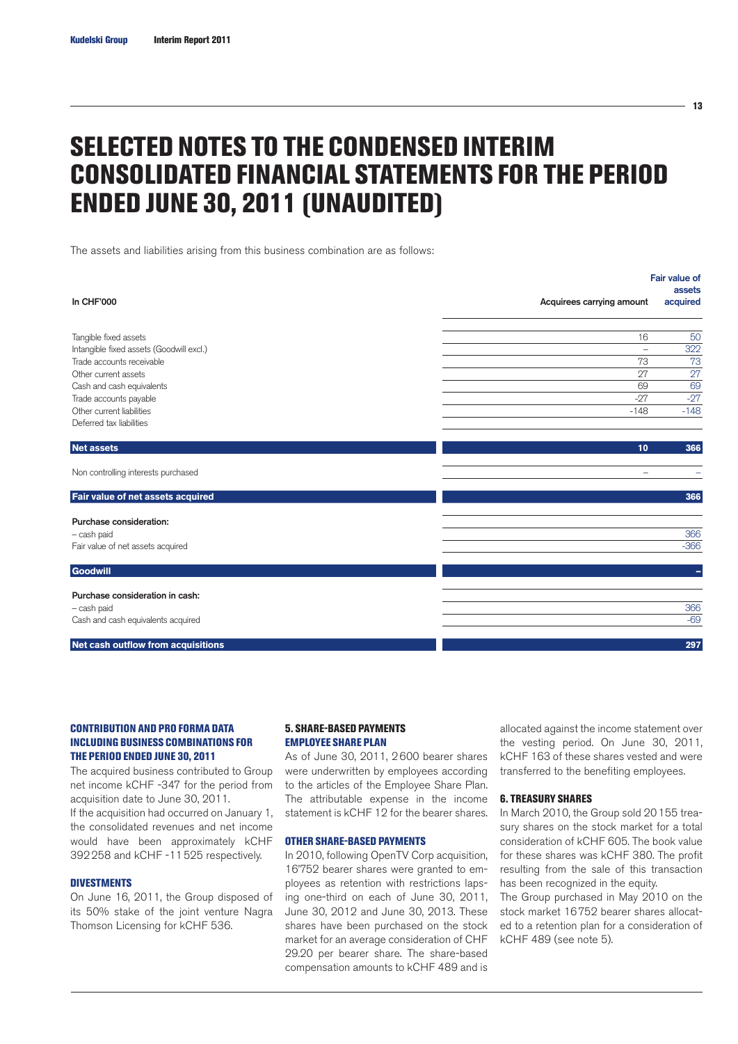# SELECTED NOTES TO THE CONDENSED INTERIM CONSOLIDATED FINANCIAL STATEMENTS FOR THE PERIOD ENDED JUNE 30, 2011 (UNAUDITED)

The assets and liabilities arising from this business combination are as follows:

| In CHF'000 | Acquirees carrying amount | Fair value of assets acquired |
|---|---|---|
| Tangible fixed assets | 16 | 50 |
| Intangible fixed assets (Goodwill excl.) | – | 322 |
| Trade accounts receivable | 73 | 73 |
| Other current assets | 27 | 27 |
| Cash and cash equivalents | 69 | 69 |
| Trade accounts payable | -27 | -27 |
| Other current liabilities | -148 | -148 |
| Deferred tax liabilities | | |
| **Net assets** | **10** | **366** |
| Non controlling interests purchased | – | – |
| **Fair value of net assets acquired** | | **366** |
| **Purchase consideration:** | | |
| – cash paid | | 366 |
| Fair value of net assets acquired | | -366 |
| **Goodwill** | | **–** |
| **Purchase consideration in cash:** | | |
| – cash paid | | 366 |
| Cash and cash equivalents acquired | | -69 |
| **Net cash outflow from acquisitions** | | **297** |

### CONTRIBUTION AND PRO FORMA DATA INCLUDING BUSINESS COMBINATIONS FOR THE PERIOD ENDED JUNE 30, 2011

The acquired business contributed to Group net income kCHF -347 for the period from acquisition date to June 30, 2011.

If the acquisition had occurred on January 1, the consolidated revenues and net income would have been approximately kCHF 392 258 and kCHF -11 525 respectively.

### DIVESTMENTS

On June 16, 2011, the Group disposed of its 50% stake of the joint venture Nagra Thomson Licensing for kCHF 536.

## 5. SHARE-BASED PAYMENTS

### EMPLOYEE SHARE PLAN

As of June 30, 2011, 2 600 bearer shares were underwritten by employees according to the articles of the Employee Share Plan. The attributable expense in the income statement is kCHF 12 for the bearer shares.

### OTHER SHARE-BASED PAYMENTS

In 2010, following OpenTV Corp acquisition, 16'752 bearer shares were granted to employees as retention with restrictions lapsing one-third on each of June 30, 2011, June 30, 2012 and June 30, 2013. These shares have been purchased on the stock market for an average consideration of CHF 29.20 per bearer share. The share-based compensation amounts to kCHF 489 and is allocated against the income statement over the vesting period. On June 30, 2011, kCHF 163 of these shares vested and were transferred to the benefiting employees.

## 6. TREASURY SHARES

In March 2010, the Group sold 20 155 treasury shares on the stock market for a total consideration of kCHF 605. The book value for these shares was kCHF 380. The profit resulting from the sale of this transaction has been recognized in the equity.

The Group purchased in May 2010 on the stock market 16 752 bearer shares allocated to a retention plan for a consideration of kCHF 489 (see note 5).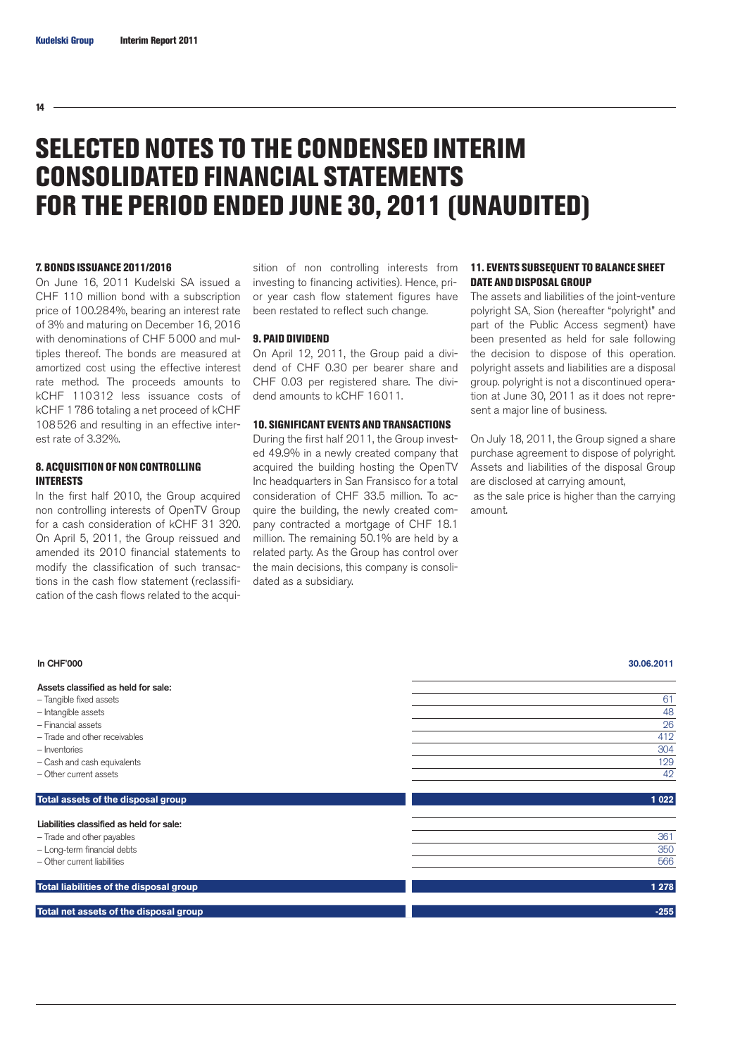# SELECTED NOTES TO THE CONDENSED INTERIM CONSOLIDATED FINANCIAL STATEMENTS FOR THE PERIOD ENDED JUNE 30, 2011 (UNAUDITED)

### 7. BONDS ISSUANCE 2011/2016

On June 16, 2011 Kudelski SA issued a CHF 110 million bond with a subscription price of 100.284%, bearing an interest rate of 3% and maturing on December 16, 2016 with denominations of CHF 5000 and multiples thereof. The bonds are measured at amortized cost using the effective interest rate method. The proceeds amounts to kCHF 110312 less issuance costs of kCHF 1786 totaling a net proceed of kCHF 108526 and resulting in an effective interest rate of 3.32%.

### 8. ACQUISITION OF NON CONTROLLING INTERESTS

In the first half 2010, the Group acquired non controlling interests of OpenTV Group for a cash consideration of kCHF 31 320. On April 5, 2011, the Group reissued and amended its 2010 financial statements to modify the classification of such transactions in the cash flow statement (reclassification of the cash flows related to the acquisition of non controlling interests from investing to financing activities). Hence, prior year cash flow statement figures have been restated to reflect such change.

### 9. PAID DIVIDEND

On April 12, 2011, the Group paid a dividend of CHF 0.30 per bearer share and CHF 0.03 per registered share. The dividend amounts to kCHF 16011.

### 10. SIGNIFICANT EVENTS AND TRANSACTIONS

During the first half 2011, the Group invested 49.9% in a newly created company that acquired the building hosting the OpenTV Inc headquarters in San Fransisco for a total consideration of CHF 33.5 million. To acquire the building, the newly created company contracted a mortgage of CHF 18.1 million. The remaining 50.1% are held by a related party. As the Group has control over the main decisions, this company is consolidated as a subsidiary.

### 11. EVENTS SUBSEQUENT TO BALANCE SHEET DATE AND DISPOSAL GROUP

The assets and liabilities of the joint-venture polyright SA, Sion (hereafter "polyright" and part of the Public Access segment) have been presented as held for sale following the decision to dispose of this operation. polyright assets and liabilities are a disposal group. polyright is not a discontinued operation at June 30, 2011 as it does not represent a major line of business.

On July 18, 2011, the Group signed a share purchase agreement to dispose of polyright. Assets and liabilities of the disposal Group are disclosed at carrying amount, as the sale price is higher than the carrying amount.

| In CHF'000 | 30.06.2011 |
|---|---|
| **Assets classified as held for sale:** | |
| – Tangible fixed assets | 61 |
| – Intangible assets | 48 |
| – Financial assets | 26 |
| – Trade and other receivables | 412 |
| – Inventories | 304 |
| – Cash and cash equivalents | 129 |
| – Other current assets | 42 |
| **Total assets of the disposal group** | **1 022** |
| **Liabilities classified as held for sale:** | |
| – Trade and other payables | 361 |
| – Long-term financial debts | 350 |
| – Other current liabilities | 566 |
| **Total liabilities of the disposal group** | **1 278** |
| **Total net assets of the disposal group** | **-255** |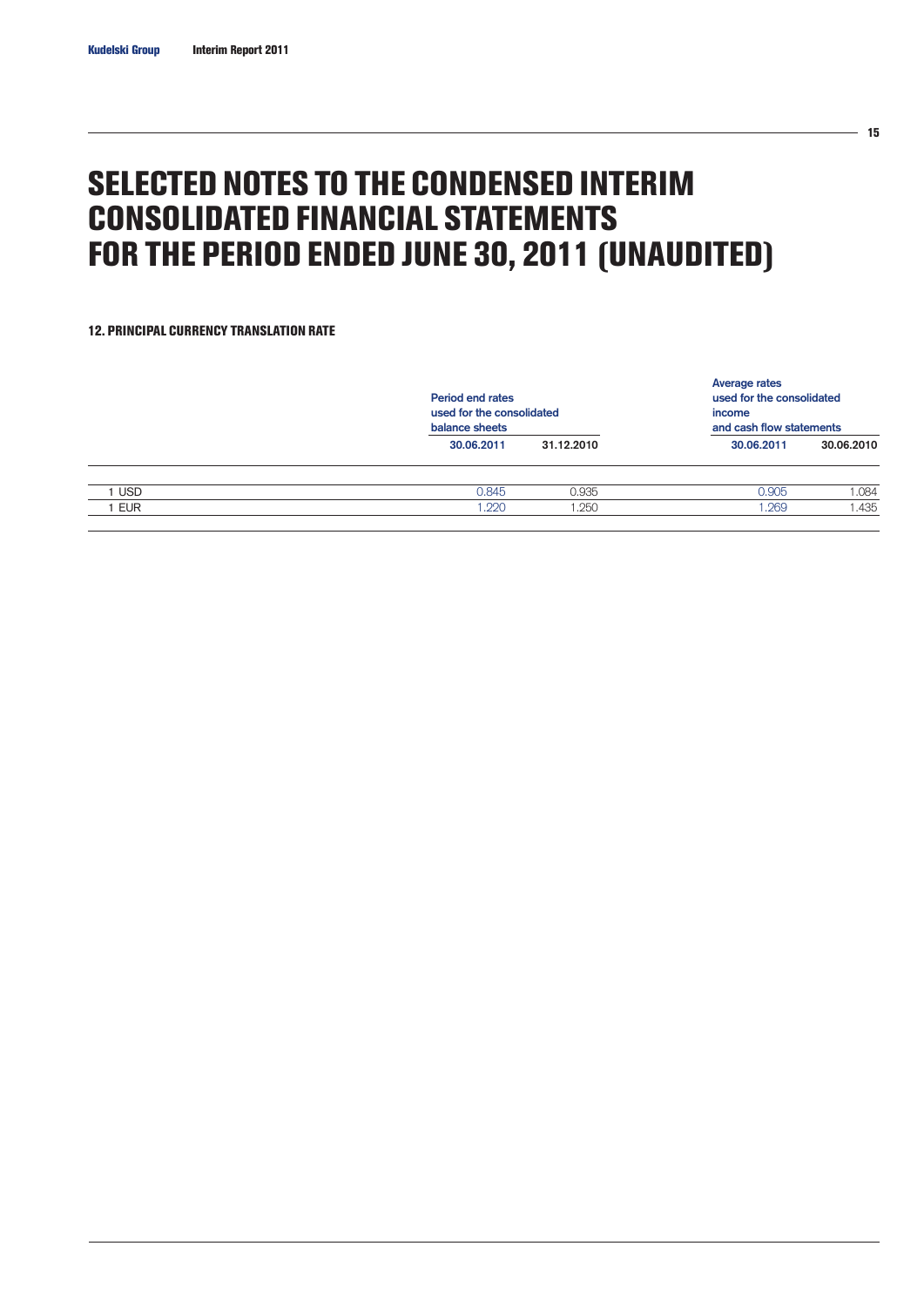# SELECTED NOTES TO THE CONDENSED INTERIM CONSOLIDATED FINANCIAL STATEMENTS FOR THE PERIOD ENDED JUNE 30, 2011 (UNAUDITED)

### 12. PRINCIPAL CURRENCY TRANSLATION RATE

| | Period end rates used for the consolidated balance sheets | | Average rates used for the consolidated income and cash flow statements | |
|---|---|---|---|---|
| | 30.06.2011 | 31.12.2010 | 30.06.2011 | 30.06.2010 |
| 1 USD | 0.845 | 0.935 | 0.905 | 1.084 |
| 1 EUR | 1.220 | 1.250 | 1.269 | 1.435 |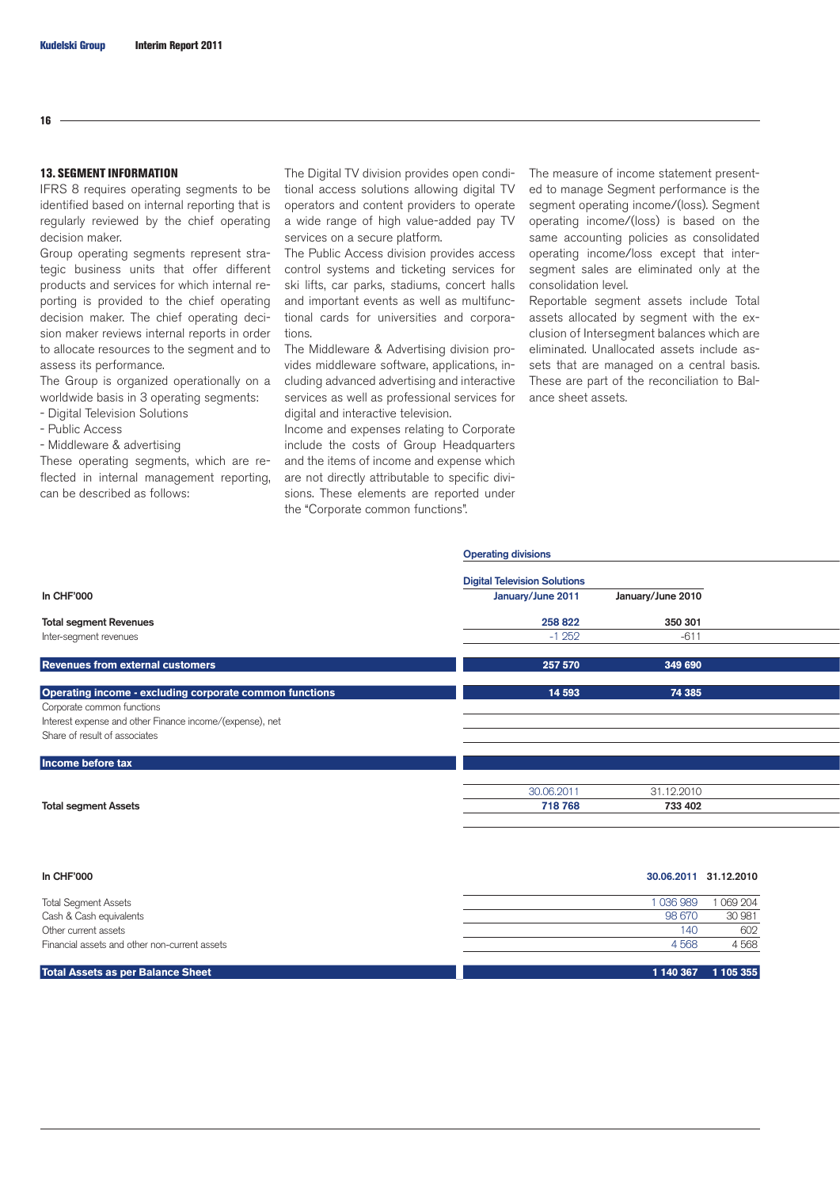### 13. SEGMENT INFORMATION

IFRS 8 requires operating segments to be identified based on internal reporting that is regularly reviewed by the chief operating decision maker.

Group operating segments represent strategic business units that offer different products and services for which internal reporting is provided to the chief operating decision maker. The chief operating decision maker reviews internal reports in order to allocate resources to the segment and to assess its performance.

The Group is organized operationally on a worldwide basis in 3 operating segments:

- Digital Television Solutions
- Public Access
- Middleware & advertising

These operating segments, which are reflected in internal management reporting, can be described as follows:

The Digital TV division provides open conditional access solutions allowing digital TV operators and content providers to operate a wide range of high value-added pay TV services on a secure platform.

The Public Access division provides access control systems and ticketing services for ski lifts, car parks, stadiums, concert halls and important events as well as multifunctional cards for universities and corporations.

The Middleware & Advertising division provides middleware software, applications, including advanced advertising and interactive services as well as professional services for digital and interactive television.

Income and expenses relating to Corporate include the costs of Group Headquarters and the items of income and expense which are not directly attributable to specific divisions. These elements are reported under the "Corporate common functions".

The measure of income statement presented to manage Segment performance is the segment operating income/(loss). Segment operating income/(loss) is based on the same accounting policies as consolidated operating income/loss except that intersegment sales are eliminated only at the consolidation level.

Reportable segment assets include Total assets allocated by segment with the exclusion of Intersegment balances which are eliminated. Unallocated assets include assets that are managed on a central basis. These are part of the reconciliation to Balance sheet assets.

| | Operating divisions | |
|---|---|---|
| | Digital Television Solutions | |
| In CHF'000 | January/June 2011 | January/June 2010 |
| **Total segment Revenues** | **258 822** | **350 301** |
| Inter-segment revenues | -1 252 | -611 |
| **Revenues from external customers** | **257 570** | **349 690** |
| **Operating income - excluding corporate common functions** | **14 593** | **74 385** |
| Corporate common functions | | |
| Interest expense and other Finance income/(expense), net | | |
| Share of result of associates | | |
| **Income before tax** | | |
| | 30.06.2011 | 31.12.2010 |
| **Total segment Assets** | **718 768** | **733 402** |

| In CHF'000 | 30.06.2011 | 31.12.2010 |
|---|---|---|
| Total Segment Assets | 1 036 989 | 1 069 204 |
| Cash & Cash equivalents | 98 670 | 30 981 |
| Other current assets | 140 | 602 |
| Financial assets and other non-current assets | 4 568 | 4 568 |
| **Total Assets as per Balance Sheet** | **1 140 367** | **1 105 355** |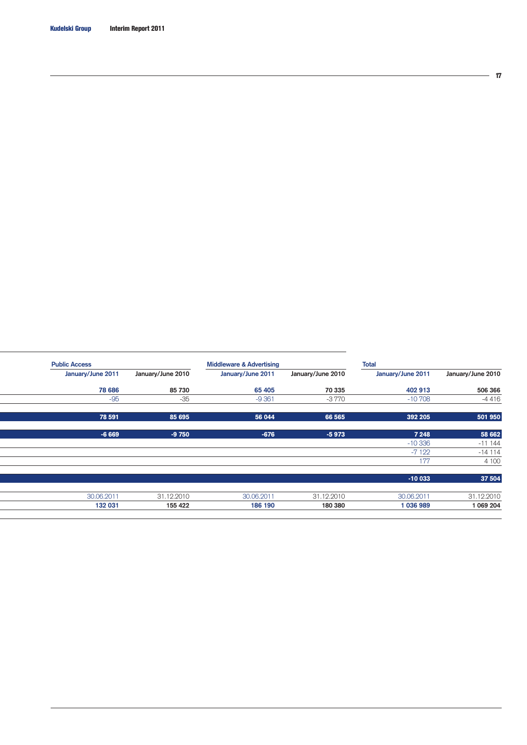| Public Access | | Middleware & Advertising | | Total | |
|---|---|---|---|---|---|
| January/June 2011 | January/June 2010 | January/June 2011 | January/June 2010 | January/June 2011 | January/June 2010 |
| 78 686 | 85 730 | 65 405 | 70 335 | 402 913 | 506 366 |
| -95 | -35 | -9 361 | -3 770 | -10 708 | -4 416 |
| **78 591** | **85 695** | **56 044** | **66 565** | **392 205** | **501 950** |
| **-6 669** | **-9 750** | **-676** | **-5 973** | **7 248** | **58 662** |
| | | | | -10 336 | -11 144 |
| | | | | -7 122 | -14 114 |
| | | | | 177 | 4 100 |
| | | | | **-10 033** | **37 504** |
| 30.06.2011 | 31.12.2010 | 30.06.2011 | 31.12.2010 | 30.06.2011 | 31.12.2010 |
| **132 031** | **155 422** | **186 190** | **180 380** | **1 036 989** | **1 069 204** |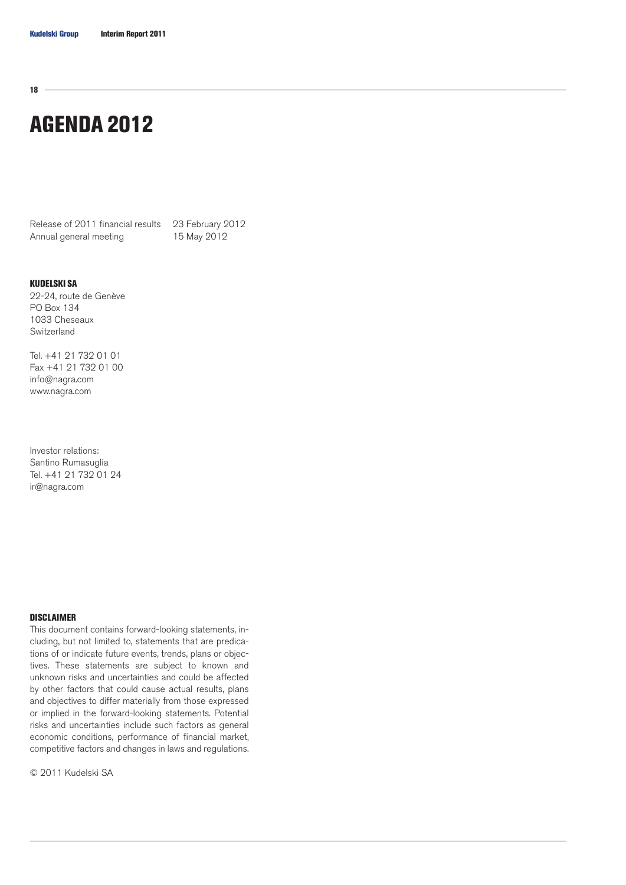# AGENDA 2012

| | |
|---|---|
| Release of 2011 financial results | 23 February 2012 |
| Annual general meeting | 15 May 2012 |

**KUDELSKI SA**
22-24, route de Genève
PO Box 134
1033 Cheseaux
Switzerland

Tel. +41 21 732 01 01
Fax +41 21 732 01 00
info@nagra.com
www.nagra.com

Investor relations:
Santino Rumasuglia
Tel. +41 21 732 01 24
ir@nagra.com

**DISCLAIMER**

This document contains forward-looking statements, including, but not limited to, statements that are predications of or indicate future events, trends, plans or objectives. These statements are subject to known and unknown risks and uncertainties and could be affected by other factors that could cause actual results, plans and objectives to differ materially from those expressed or implied in the forward-looking statements. Potential risks and uncertainties include such factors as general economic conditions, performance of financial market, competitive factors and changes in laws and regulations.

© 2011 Kudelski SA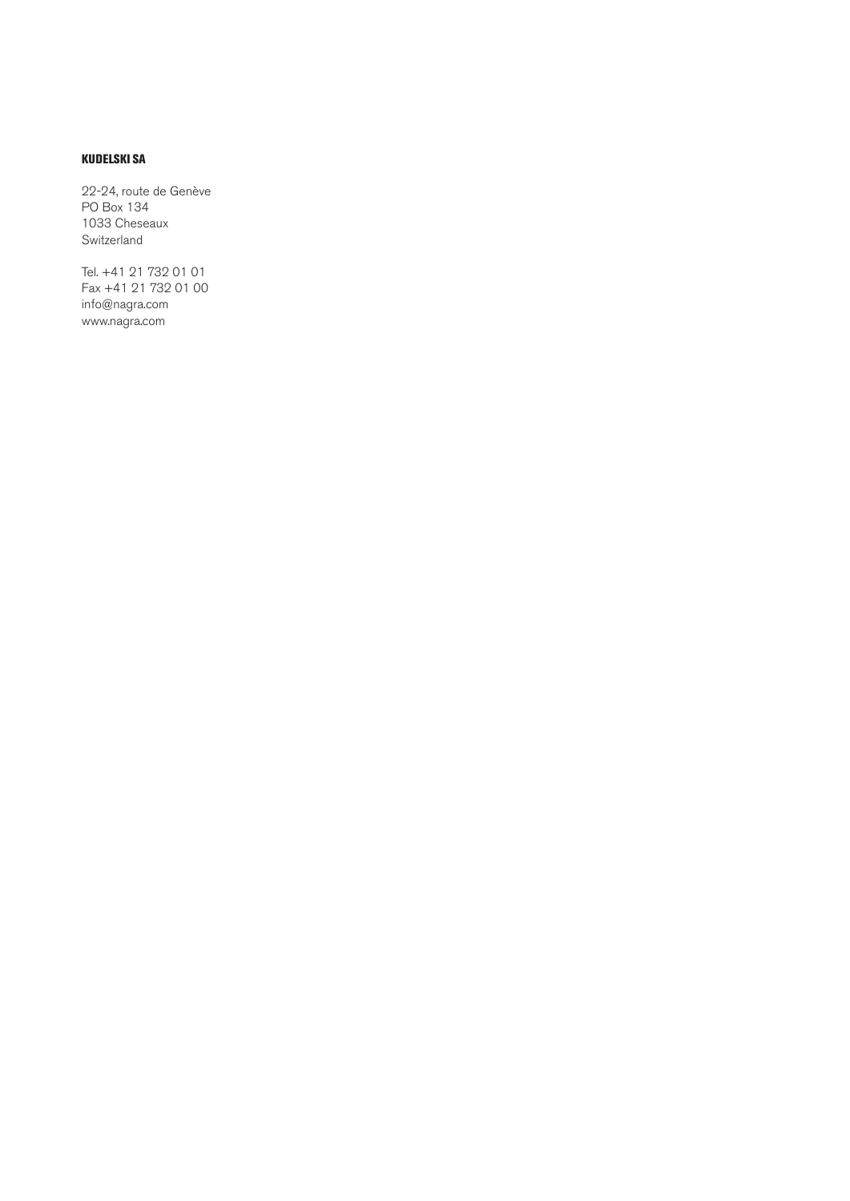**KUDELSKI SA**

22-24, route de Genève
PO Box 134
1033 Cheseaux
Switzerland

Tel. +41 21 732 01 01
Fax +41 21 732 01 00
info@nagra.com
www.nagra.com